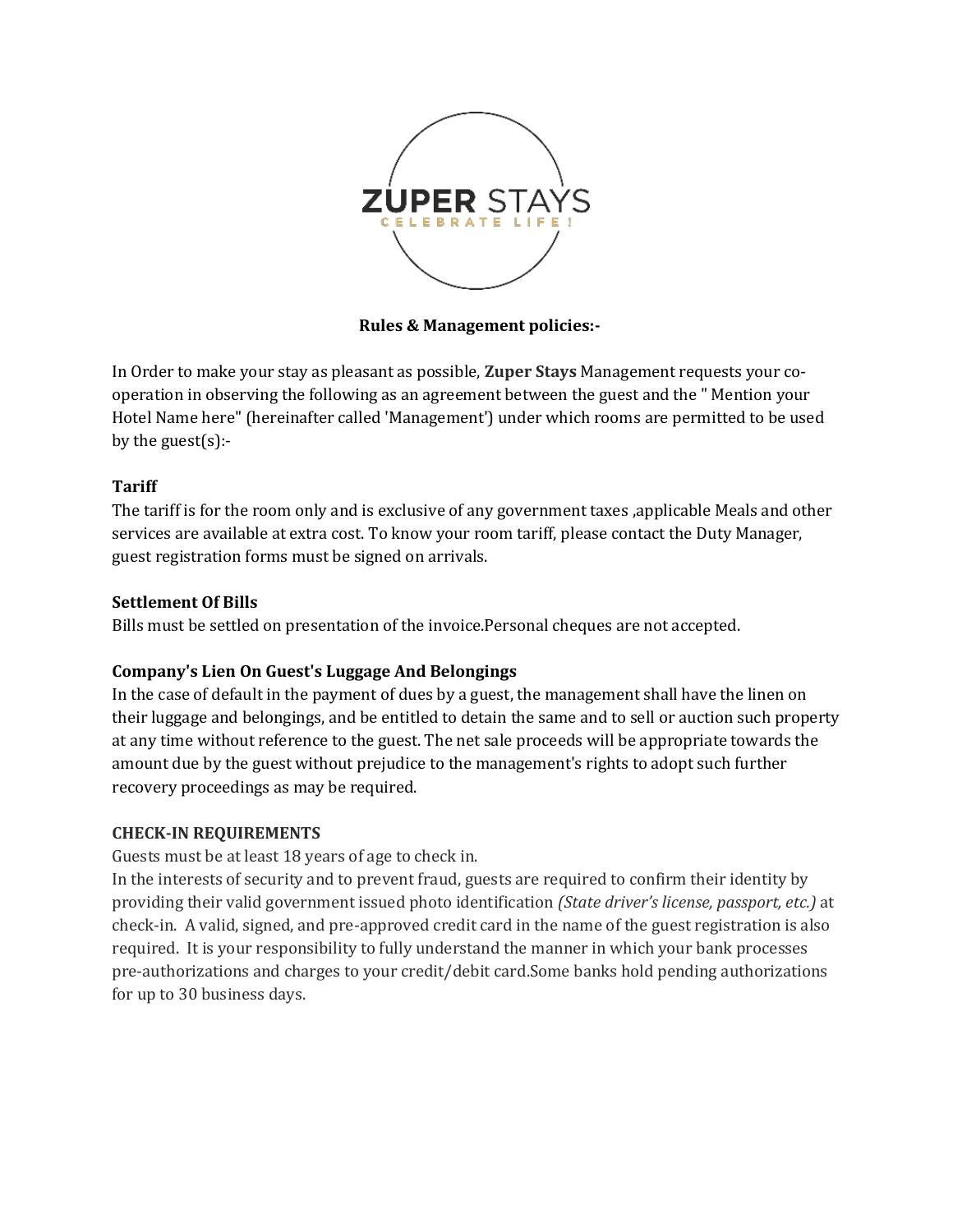ZUPER STAYS

CELEBRATE LIFE!

**Rules & Management policies:-**

In Order to make your stay as pleasant as possible, **Zuper Stays** Management requests your co-operation in observing the following as an agreement between the guest and the " Mention your Hotel Name here" (hereinafter called 'Management') under which rooms are permitted to be used by the guest(s):-

**Tariff**

The tariff is for the room only and is exclusive of any government taxes ,applicable Meals and other services are available at extra cost. To know your room tariff, please contact the Duty Manager, guest registration forms must be signed on arrivals.

**Settlement Of Bills**

Bills must be settled on presentation of the invoice.Personal cheques are not accepted.

**Company's Lien On Guest's Luggage And Belongings**

In the case of default in the payment of dues by a guest, the management shall have the linen on their luggage and belongings, and be entitled to detain the same and to sell or auction such property at any time without reference to the guest. The net sale proceeds will be appropriate towards the amount due by the guest without prejudice to the management's rights to adopt such further recovery proceedings as may be required.

**CHECK-IN REQUIREMENTS**

Guests must be at least 18 years of age to check in.

In the interests of security and to prevent fraud, guests are required to confirm their identity by providing their valid government issued photo identification *(State driver's license, passport, etc.)* at check-in. A valid, signed, and pre-approved credit card in the name of the guest registration is also required. It is your responsibility to fully understand the manner in which your bank processes pre-authorizations and charges to your credit/debit card.Some banks hold pending authorizations for up to 30 business days.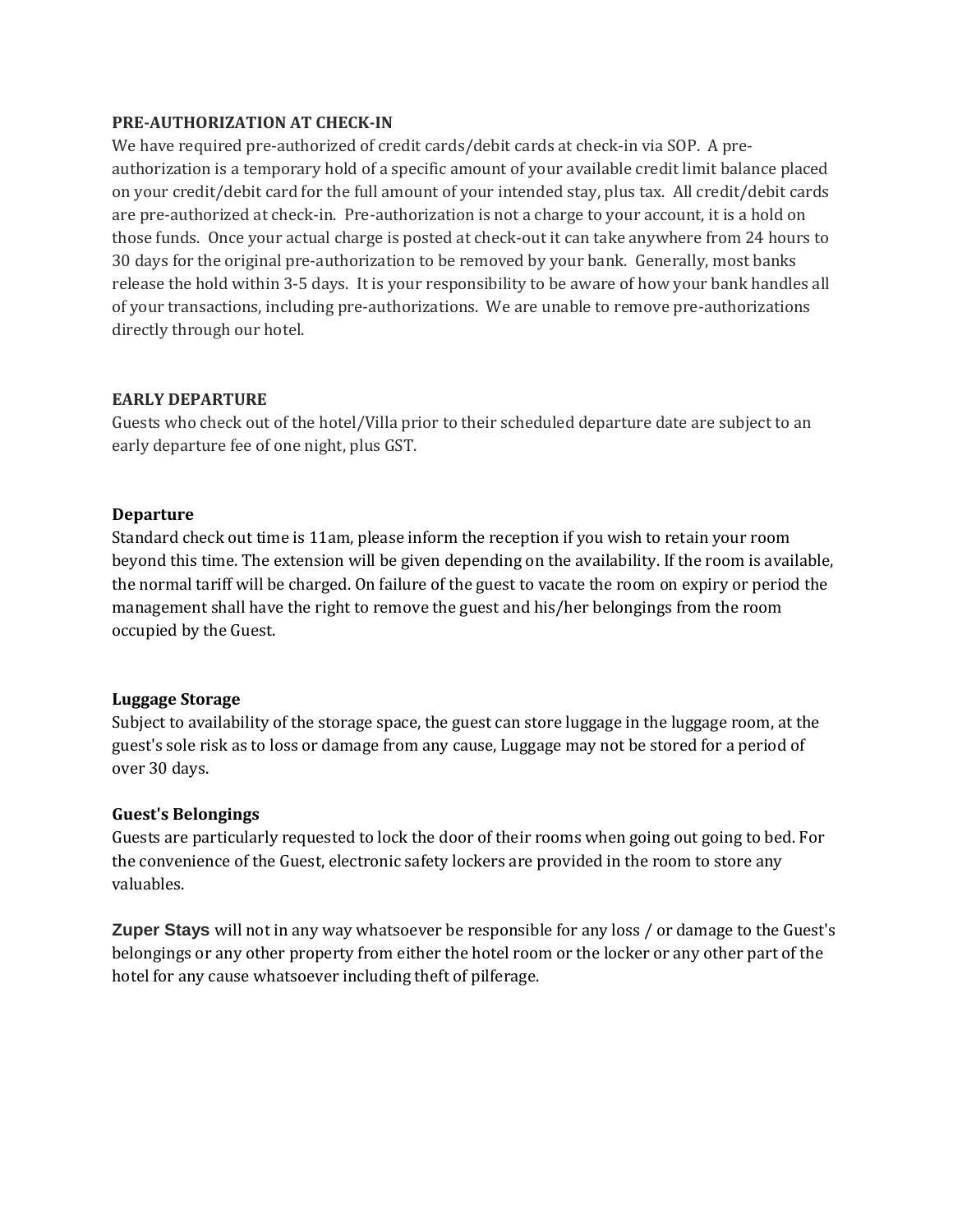**PRE-AUTHORIZATION AT CHECK-IN**

We have required pre-authorized of credit cards/debit cards at check-in via SOP. A pre-authorization is a temporary hold of a specific amount of your available credit limit balance placed on your credit/debit card for the full amount of your intended stay, plus tax. All credit/debit cards are pre-authorized at check-in. Pre-authorization is not a charge to your account, it is a hold on those funds. Once your actual charge is posted at check-out it can take anywhere from 24 hours to 30 days for the original pre-authorization to be removed by your bank. Generally, most banks release the hold within 3-5 days. It is your responsibility to be aware of how your bank handles all of your transactions, including pre-authorizations. We are unable to remove pre-authorizations directly through our hotel.

**EARLY DEPARTURE**

Guests who check out of the hotel/Villa prior to their scheduled departure date are subject to an early departure fee of one night, plus GST.

**Departure**

Standard check out time is 11am, please inform the reception if you wish to retain your room beyond this time. The extension will be given depending on the availability. If the room is available, the normal tariff will be charged. On failure of the guest to vacate the room on expiry or period the management shall have the right to remove the guest and his/her belongings from the room occupied by the Guest.

**Luggage Storage**

Subject to availability of the storage space, the guest can store luggage in the luggage room, at the guest's sole risk as to loss or damage from any cause, Luggage may not be stored for a period of over 30 days.

**Guest's Belongings**

Guests are particularly requested to lock the door of their rooms when going out going to bed. For the convenience of the Guest, electronic safety lockers are provided in the room to store any valuables.

**Zuper Stays** will not in any way whatsoever be responsible for any loss / or damage to the Guest's belongings or any other property from either the hotel room or the locker or any other part of the hotel for any cause whatsoever including theft of pilferage.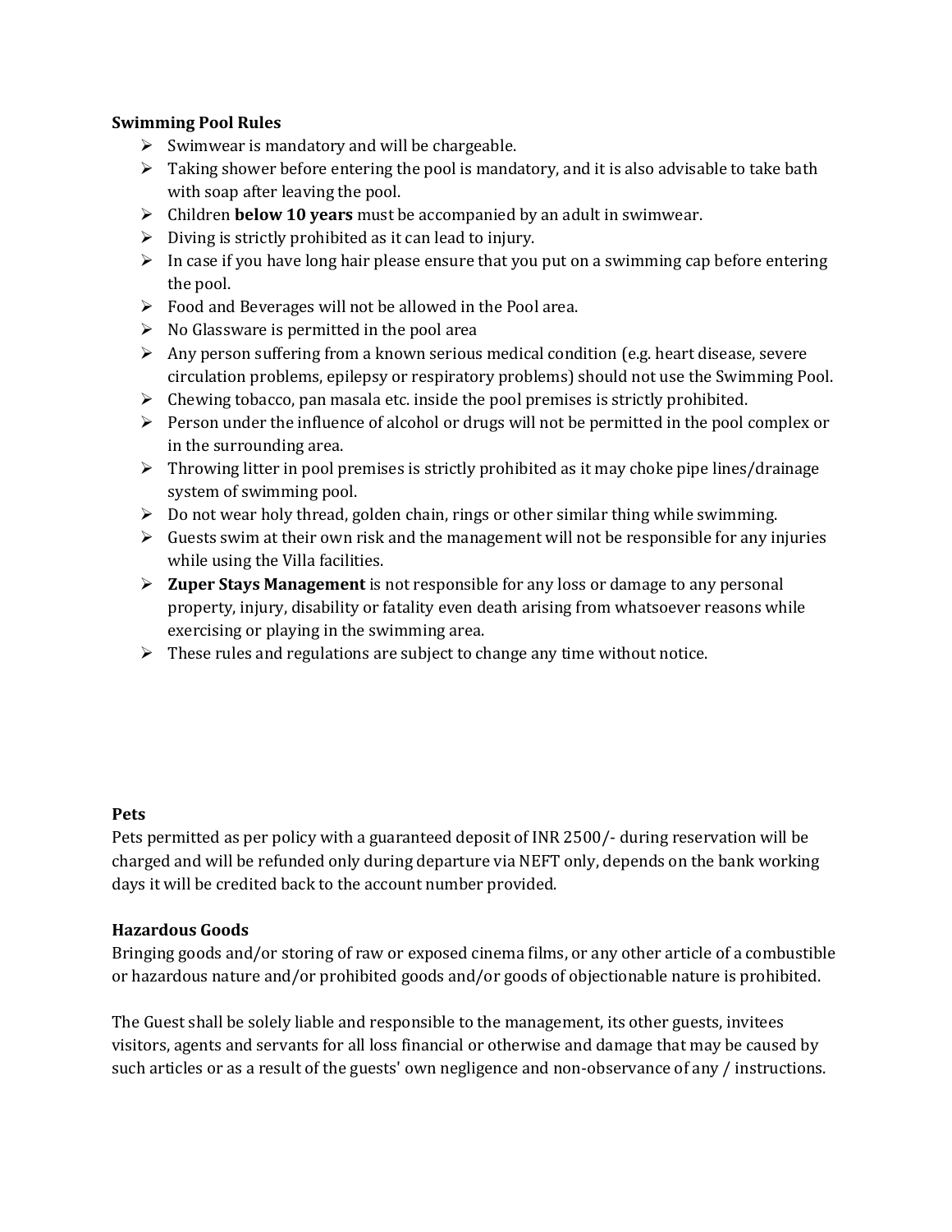**Swimming Pool Rules**

- Swimwear is mandatory and will be chargeable.
- Taking shower before entering the pool is mandatory, and it is also advisable to take bath with soap after leaving the pool.
- Children **below 10 years** must be accompanied by an adult in swimwear.
- Diving is strictly prohibited as it can lead to injury.
- In case if you have long hair please ensure that you put on a swimming cap before entering the pool.
- Food and Beverages will not be allowed in the Pool area.
- No Glassware is permitted in the pool area
- Any person suffering from a known serious medical condition (e.g. heart disease, severe circulation problems, epilepsy or respiratory problems) should not use the Swimming Pool.
- Chewing tobacco, pan masala etc. inside the pool premises is strictly prohibited.
- Person under the influence of alcohol or drugs will not be permitted in the pool complex or in the surrounding area.
- Throwing litter in pool premises is strictly prohibited as it may choke pipe lines/drainage system of swimming pool.
- Do not wear holy thread, golden chain, rings or other similar thing while swimming.
- Guests swim at their own risk and the management will not be responsible for any injuries while using the Villa facilities.
- **Zuper Stays Management** is not responsible for any loss or damage to any personal property, injury, disability or fatality even death arising from whatsoever reasons while exercising or playing in the swimming area.
- These rules and regulations are subject to change any time without notice.

**Pets**

Pets permitted as per policy with a guaranteed deposit of INR 2500/- during reservation will be charged and will be refunded only during departure via NEFT only, depends on the bank working days it will be credited back to the account number provided.

**Hazardous Goods**

Bringing goods and/or storing of raw or exposed cinema films, or any other article of a combustible or hazardous nature and/or prohibited goods and/or goods of objectionable nature is prohibited.

The Guest shall be solely liable and responsible to the management, its other guests, invitees visitors, agents and servants for all loss financial or otherwise and damage that may be caused by such articles or as a result of the guests' own negligence and non-observance of any / instructions.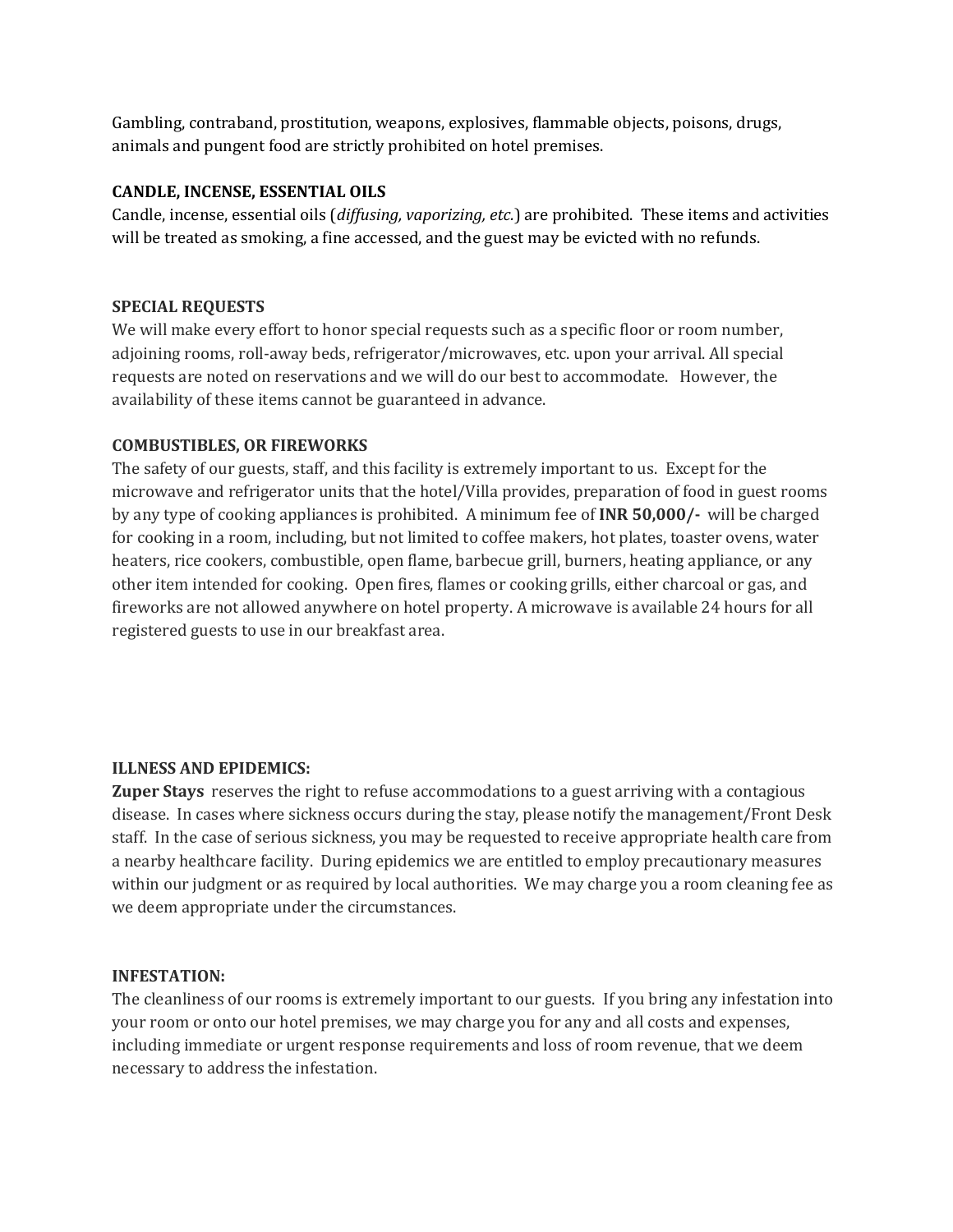Gambling, contraband, prostitution, weapons, explosives, flammable objects, poisons, drugs, animals and pungent food are strictly prohibited on hotel premises.

**CANDLE, INCENSE, ESSENTIAL OILS**

Candle, incense, essential oils (*diffusing, vaporizing, etc.*) are prohibited. These items and activities will be treated as smoking, a fine accessed, and the guest may be evicted with no refunds.

**SPECIAL REQUESTS**

We will make every effort to honor special requests such as a specific floor or room number, adjoining rooms, roll-away beds, refrigerator/microwaves, etc. upon your arrival. All special requests are noted on reservations and we will do our best to accommodate. However, the availability of these items cannot be guaranteed in advance.

**COMBUSTIBLES, OR FIREWORKS**

The safety of our guests, staff, and this facility is extremely important to us. Except for the microwave and refrigerator units that the hotel/Villa provides, preparation of food in guest rooms by any type of cooking appliances is prohibited. A minimum fee of **INR 50,000/-** will be charged for cooking in a room, including, but not limited to coffee makers, hot plates, toaster ovens, water heaters, rice cookers, combustible, open flame, barbecue grill, burners, heating appliance, or any other item intended for cooking. Open fires, flames or cooking grills, either charcoal or gas, and fireworks are not allowed anywhere on hotel property. A microwave is available 24 hours for all registered guests to use in our breakfast area.

**ILLNESS AND EPIDEMICS:**

**Zuper Stays** reserves the right to refuse accommodations to a guest arriving with a contagious disease. In cases where sickness occurs during the stay, please notify the management/Front Desk staff. In the case of serious sickness, you may be requested to receive appropriate health care from a nearby healthcare facility. During epidemics we are entitled to employ precautionary measures within our judgment or as required by local authorities. We may charge you a room cleaning fee as we deem appropriate under the circumstances.

**INFESTATION:**

The cleanliness of our rooms is extremely important to our guests. If you bring any infestation into your room or onto our hotel premises, we may charge you for any and all costs and expenses, including immediate or urgent response requirements and loss of room revenue, that we deem necessary to address the infestation.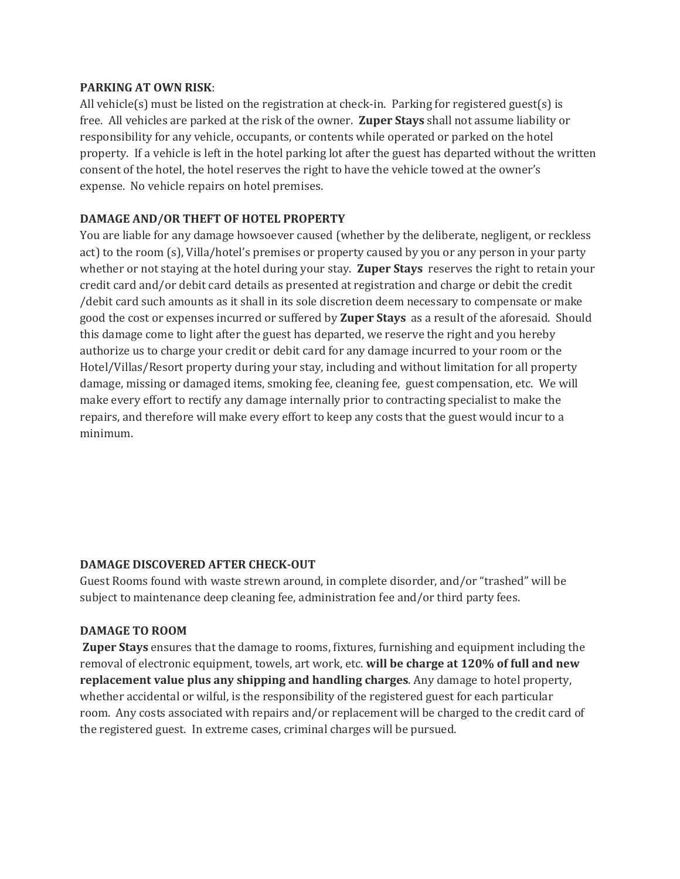**PARKING AT OWN RISK**:

All vehicle(s) must be listed on the registration at check-in. Parking for registered guest(s) is free. All vehicles are parked at the risk of the owner. **Zuper Stays** shall not assume liability or responsibility for any vehicle, occupants, or contents while operated or parked on the hotel property. If a vehicle is left in the hotel parking lot after the guest has departed without the written consent of the hotel, the hotel reserves the right to have the vehicle towed at the owner's expense. No vehicle repairs on hotel premises.

**DAMAGE AND/OR THEFT OF HOTEL PROPERTY**

You are liable for any damage howsoever caused (whether by the deliberate, negligent, or reckless act) to the room (s), Villa/hotel's premises or property caused by you or any person in your party whether or not staying at the hotel during your stay. **Zuper Stays** reserves the right to retain your credit card and/or debit card details as presented at registration and charge or debit the credit /debit card such amounts as it shall in its sole discretion deem necessary to compensate or make good the cost or expenses incurred or suffered by **Zuper Stays** as a result of the aforesaid. Should this damage come to light after the guest has departed, we reserve the right and you hereby authorize us to charge your credit or debit card for any damage incurred to your room or the Hotel/Villas/Resort property during your stay, including and without limitation for all property damage, missing or damaged items, smoking fee, cleaning fee, guest compensation, etc. We will make every effort to rectify any damage internally prior to contracting specialist to make the repairs, and therefore will make every effort to keep any costs that the guest would incur to a minimum.

**DAMAGE DISCOVERED AFTER CHECK-OUT**

Guest Rooms found with waste strewn around, in complete disorder, and/or "trashed" will be subject to maintenance deep cleaning fee, administration fee and/or third party fees.

**DAMAGE TO ROOM**

**Zuper Stays** ensures that the damage to rooms, fixtures, furnishing and equipment including the removal of electronic equipment, towels, art work, etc. **will be charge at 120% of full and new replacement value plus any shipping and handling charges**. Any damage to hotel property, whether accidental or wilful, is the responsibility of the registered guest for each particular room. Any costs associated with repairs and/or replacement will be charged to the credit card of the registered guest. In extreme cases, criminal charges will be pursued.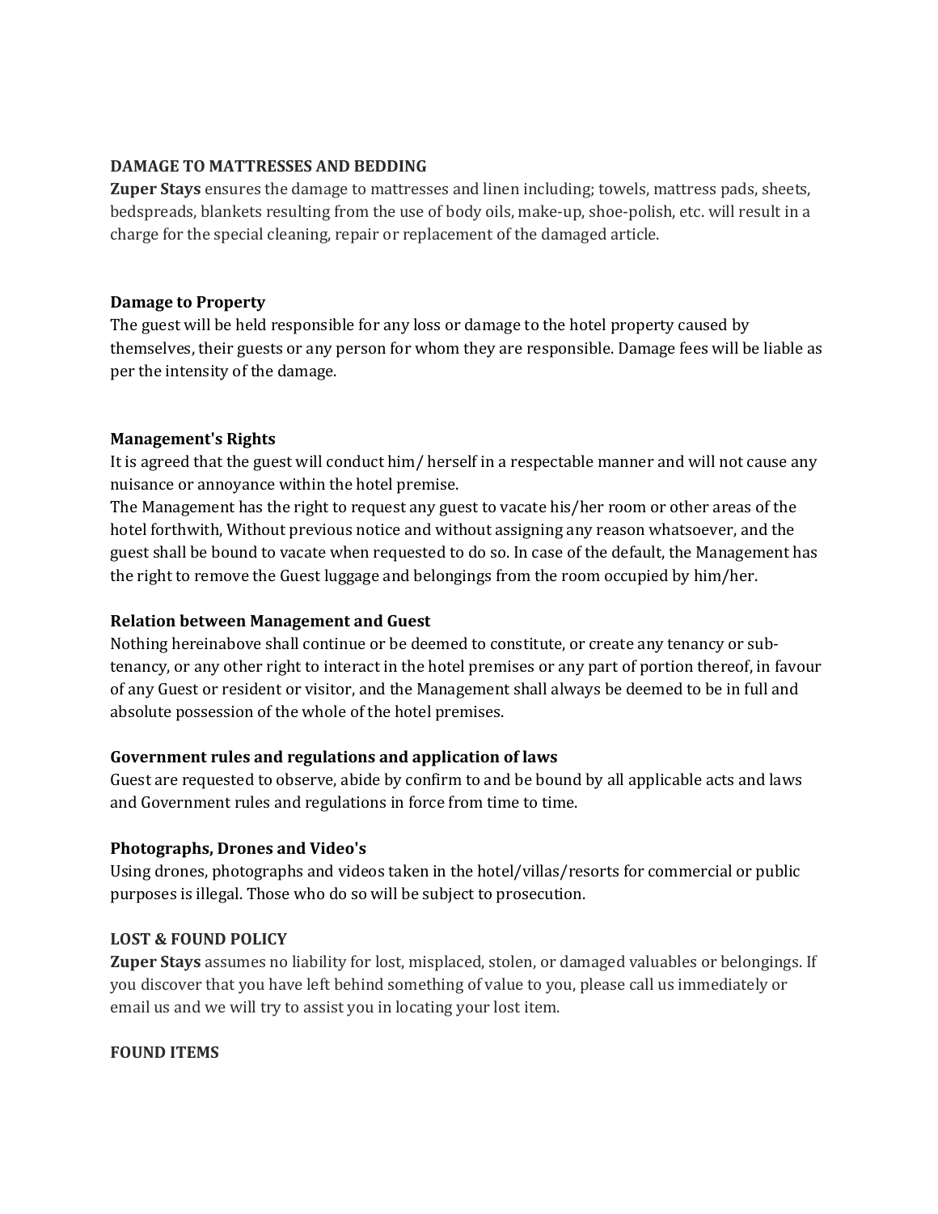**DAMAGE TO MATTRESSES AND BEDDING**

**Zuper Stays** ensures the damage to mattresses and linen including; towels, mattress pads, sheets, bedspreads, blankets resulting from the use of body oils, make-up, shoe-polish, etc. will result in a charge for the special cleaning, repair or replacement of the damaged article.

**Damage to Property**

The guest will be held responsible for any loss or damage to the hotel property caused by themselves, their guests or any person for whom they are responsible. Damage fees will be liable as per the intensity of the damage.

**Management's Rights**

It is agreed that the guest will conduct him/ herself in a respectable manner and will not cause any nuisance or annoyance within the hotel premise.

The Management has the right to request any guest to vacate his/her room or other areas of the hotel forthwith, Without previous notice and without assigning any reason whatsoever, and the guest shall be bound to vacate when requested to do so. In case of the default, the Management has the right to remove the Guest luggage and belongings from the room occupied by him/her.

**Relation between Management and Guest**

Nothing hereinabove shall continue or be deemed to constitute, or create any tenancy or sub-tenancy, or any other right to interact in the hotel premises or any part of portion thereof, in favour of any Guest or resident or visitor, and the Management shall always be deemed to be in full and absolute possession of the whole of the hotel premises.

**Government rules and regulations and application of laws**

Guest are requested to observe, abide by confirm to and be bound by all applicable acts and laws and Government rules and regulations in force from time to time.

**Photographs, Drones and Video's**

Using drones, photographs and videos taken in the hotel/villas/resorts for commercial or public purposes is illegal. Those who do so will be subject to prosecution.

**LOST & FOUND POLICY**

**Zuper Stays** assumes no liability for lost, misplaced, stolen, or damaged valuables or belongings. If you discover that you have left behind something of value to you, please call us immediately or email us and we will try to assist you in locating your lost item.

**FOUND ITEMS**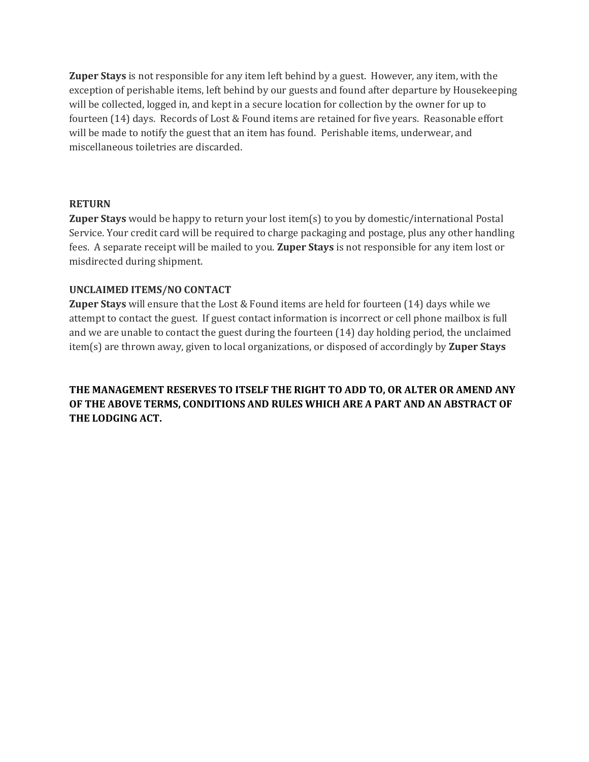**Zuper Stays** is not responsible for any item left behind by a guest. However, any item, with the exception of perishable items, left behind by our guests and found after departure by Housekeeping will be collected, logged in, and kept in a secure location for collection by the owner for up to fourteen (14) days. Records of Lost & Found items are retained for five years. Reasonable effort will be made to notify the guest that an item has found. Perishable items, underwear, and miscellaneous toiletries are discarded.

**RETURN**

**Zuper Stays** would be happy to return your lost item(s) to you by domestic/international Postal Service. Your credit card will be required to charge packaging and postage, plus any other handling fees. A separate receipt will be mailed to you. **Zuper Stays** is not responsible for any item lost or misdirected during shipment.

**UNCLAIMED ITEMS/NO CONTACT**

**Zuper Stays** will ensure that the Lost & Found items are held for fourteen (14) days while we attempt to contact the guest. If guest contact information is incorrect or cell phone mailbox is full and we are unable to contact the guest during the fourteen (14) day holding period, the unclaimed item(s) are thrown away, given to local organizations, or disposed of accordingly by **Zuper Stays**

**THE MANAGEMENT RESERVES TO ITSELF THE RIGHT TO ADD TO, OR ALTER OR AMEND ANY OF THE ABOVE TERMS, CONDITIONS AND RULES WHICH ARE A PART AND AN ABSTRACT OF THE LODGING ACT.**